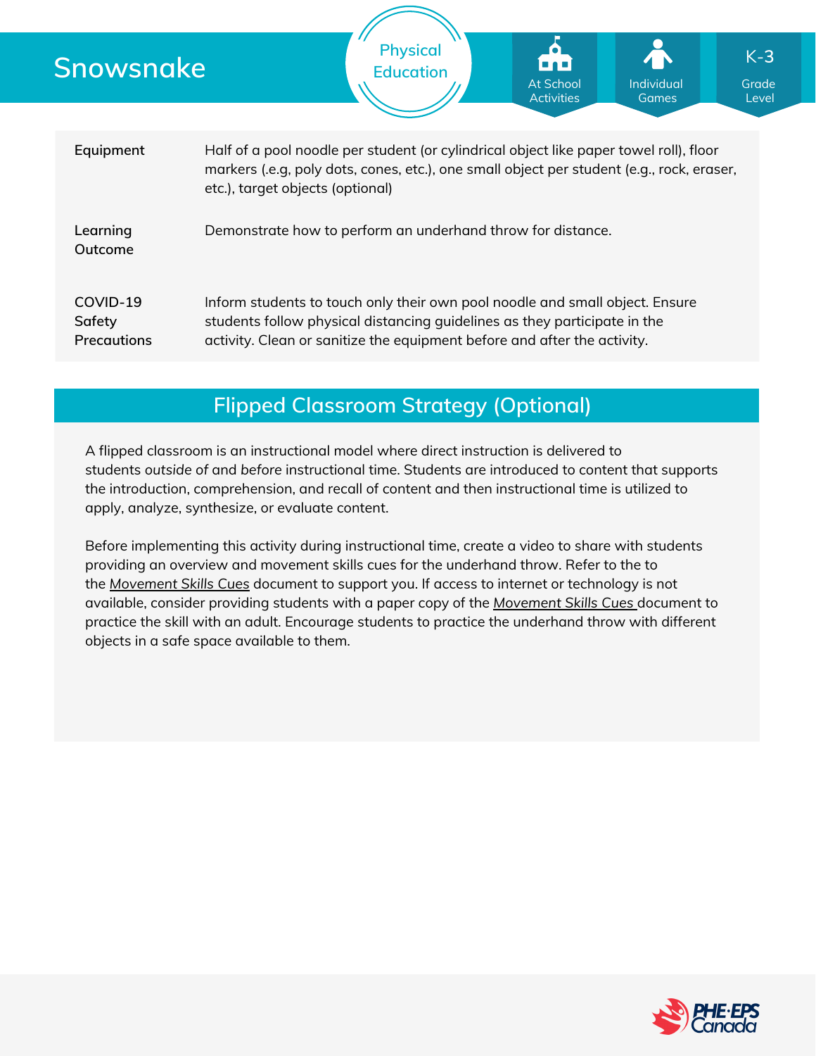# Snowsnake

Physical Education

At School Activities | Individual Games | K-3 Grade Level

| | |
|---|---|
| **Equipment** | Half of a pool noodle per student (or cylindrical object like paper towel roll), floor markers (.e.g, poly dots, cones, etc.), one small object per student (e.g., rock, eraser, etc.), target objects (optional) |
| **Learning Outcome** | Demonstrate how to perform an underhand throw for distance. |
| **COVID-19 Safety Precautions** | Inform students to touch only their own pool noodle and small object. Ensure students follow physical distancing guidelines as they participate in the activity. Clean or sanitize the equipment before and after the activity. |

## Flipped Classroom Strategy (Optional)

A flipped classroom is an instructional model where direct instruction is delivered to students *outside* of and *before* instructional time. Students are introduced to content that supports the introduction, comprehension, and recall of content and then instructional time is utilized to apply, analyze, synthesize, or evaluate content.

Before implementing this activity during instructional time, create a video to share with students providing an overview and movement skills cues for the underhand throw. Refer to the to the *Movement Skills Cues* document to support you. If access to internet or technology is not available, consider providing students with a paper copy of the *Movement Skills Cues* document to practice the skill with an adult. Encourage students to practice the underhand throw with different objects in a safe space available to them.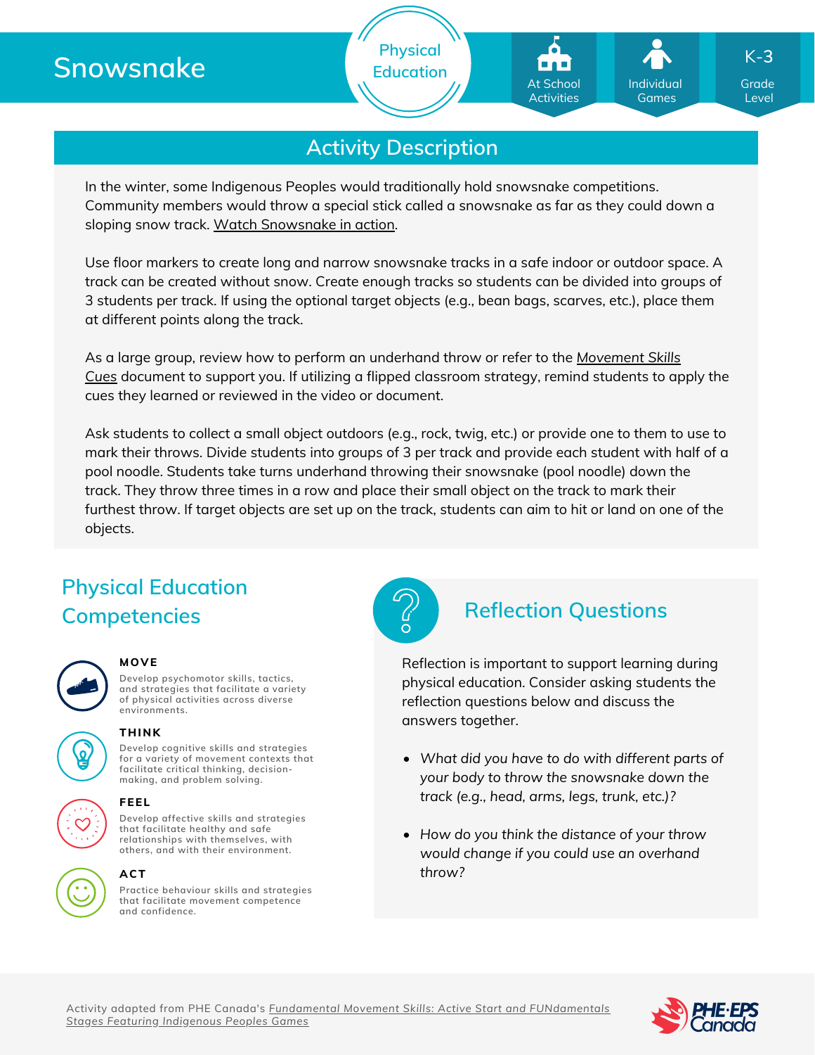# Snowsnake

Physical Education

At School Activities | Individual Games | K-3 Grade Level

## Activity Description

In the winter, some Indigenous Peoples would traditionally hold snowsnake competitions. Community members would throw a special stick called a snowsnake as far as they could down a sloping snow track. Watch Snowsnake in action.

Use floor markers to create long and narrow snowsnake tracks in a safe indoor or outdoor space. A track can be created without snow. Create enough tracks so students can be divided into groups of 3 students per track. If using the optional target objects (e.g., bean bags, scarves, etc.), place them at different points along the track.

As a large group, review how to perform an underhand throw or refer to the *Movement Skills Cues* document to support you. If utilizing a flipped classroom strategy, remind students to apply the cues they learned or reviewed in the video or document.

Ask students to collect a small object outdoors (e.g., rock, twig, etc.) or provide one to them to use to mark their throws. Divide students into groups of 3 per track and provide each student with half of a pool noodle. Students take turns underhand throwing their snowsnake (pool noodle) down the track. They throw three times in a row and place their small object on the track to mark their furthest throw. If target objects are set up on the track, students can aim to hit or land on one of the objects.

## Physical Education Competencies

**MOVE**

Develop psychomotor skills, tactics, and strategies that facilitate a variety of physical activities across diverse environments.

**THINK**

Develop cognitive skills and strategies for a variety of movement contexts that facilitate critical thinking, decision-making, and problem solving.

**FEEL**

Develop affective skills and strategies that facilitate healthy and safe relationships with themselves, with others, and with their environment.

**ACT**

Practice behaviour skills and strategies that facilitate movement competence and confidence.

## Reflection Questions

Reflection is important to support learning during physical education. Consider asking students the reflection questions below and discuss the answers together.

- *What did you have to do with different parts of your body to throw the snowsnake down the track (e.g., head, arms, legs, trunk, etc.)?*
- *How do you think the distance of your throw would change if you could use an overhand throw?*

Activity adapted from PHE Canada's *Fundamental Movement Skills: Active Start and FUNdamentals Stages Featuring Indigenous Peoples Games*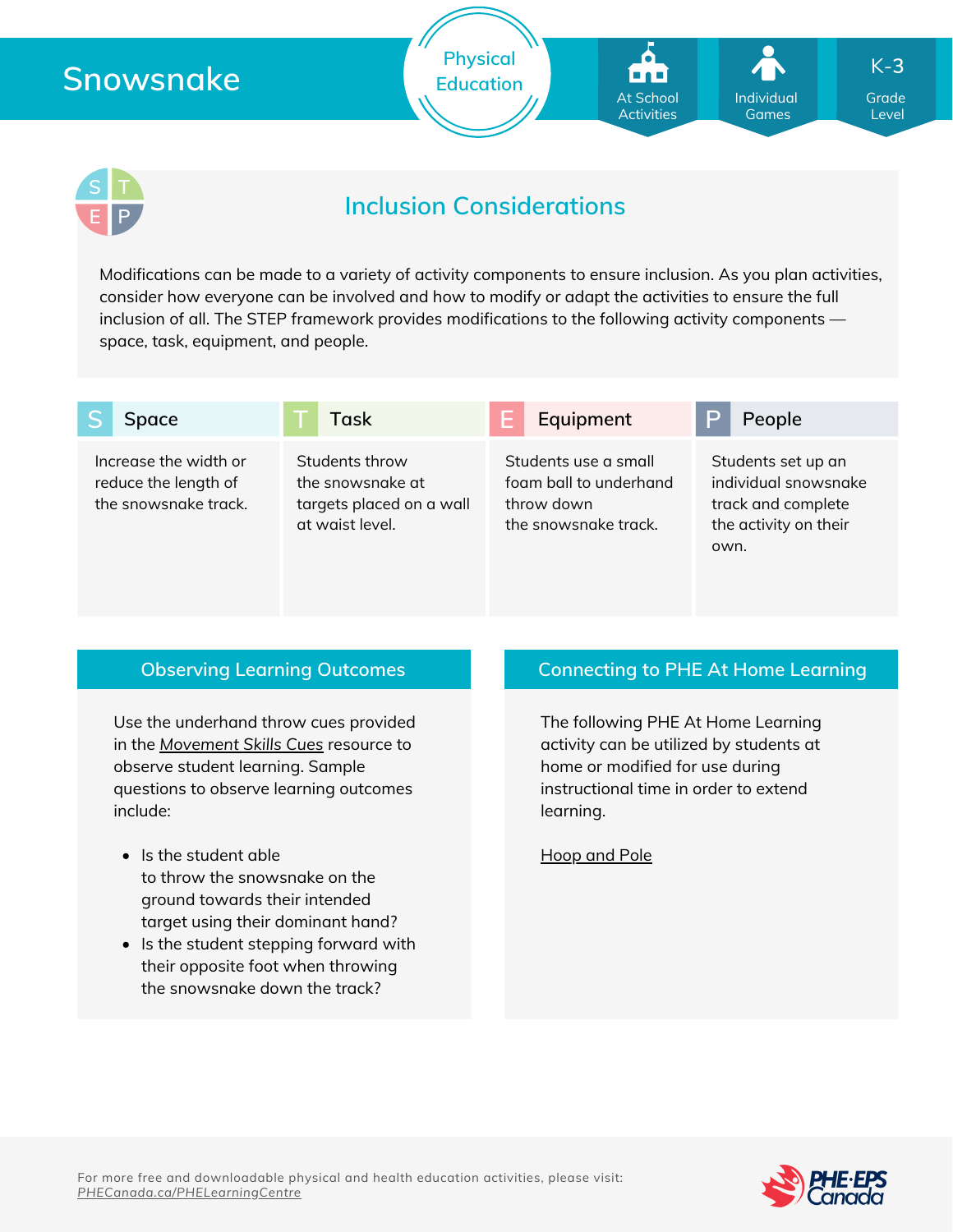# Snowsnake

Physical Education

At School Activities | Individual Games | K-3 Grade Level

## Inclusion Considerations

Modifications can be made to a variety of activity components to ensure inclusion. As you plan activities, consider how everyone can be involved and how to modify or adapt the activities to ensure the full inclusion of all. The STEP framework provides modifications to the following activity components — space, task, equipment, and people.

| S Space | T Task | E Equipment | P People |
|---|---|---|---|
| Increase the width or reduce the length of the snowsnake track. | Students throw the snowsnake at targets placed on a wall at waist level. | Students use a small foam ball to underhand throw down the snowsnake track. | Students set up an individual snowsnake track and complete the activity on their own. |

## Observing Learning Outcomes

Use the underhand throw cues provided in the *Movement Skills Cues* resource to observe student learning. Sample questions to observe learning outcomes include:

- Is the student able to throw the snowsnake on the ground towards their intended target using their dominant hand?
- Is the student stepping forward with their opposite foot when throwing the snowsnake down the track?

## Connecting to PHE At Home Learning

The following PHE At Home Learning activity can be utilized by students at home or modified for use during instructional time in order to extend learning.

Hoop and Pole

For more free and downloadable physical and health education activities, please visit: PHECanada.ca/PHELearningCentre